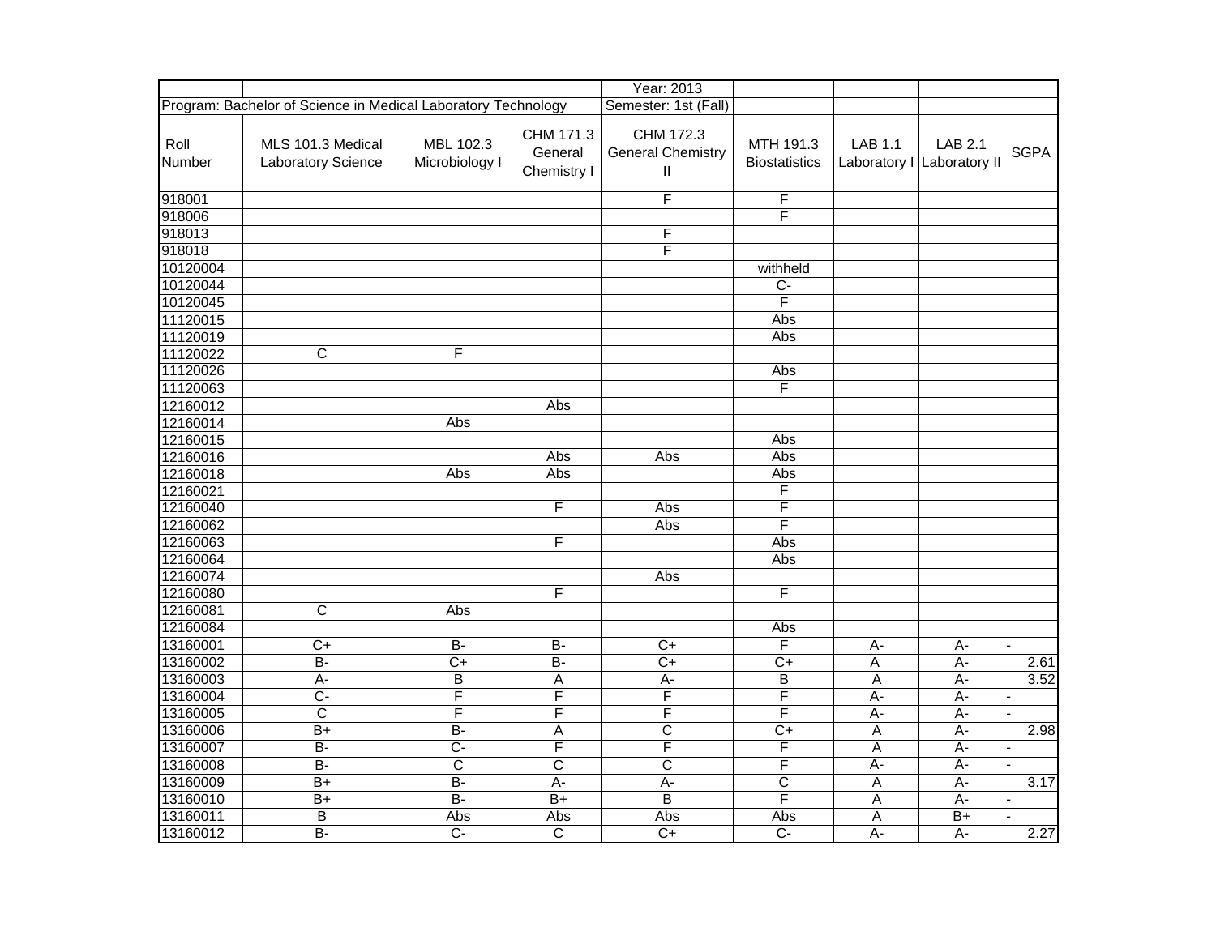| | | | | Year: 2013 | | | | |
|---|---|---|---|---|---|---|---|---|
| Program: Bachelor of Science in Medical Laboratory Technology | | | | Semester: 1st (Fall) | | | | |
| Roll Number | MLS 101.3 Medical Laboratory Science | MBL 102.3 Microbiology I | CHM 171.3 General Chemistry I | CHM 172.3 General Chemistry II | MTH 191.3 Biostatistics | LAB 1.1 Laboratory I | LAB 2.1 Laboratory II | SGPA |
| 918001 | | | | F | F | | | |
| 918006 | | | | | F | | | |
| 918013 | | | | F | | | | |
| 918018 | | | | F | | | | |
| 10120004 | | | | | withheld | | | |
| 10120044 | | | | | C- | | | |
| 10120045 | | | | | F | | | |
| 11120015 | | | | | Abs | | | |
| 11120019 | | | | | Abs | | | |
| 11120022 | C | F | | | | | | |
| 11120026 | | | | | Abs | | | |
| 11120063 | | | | | F | | | |
| 12160012 | | | Abs | | | | | |
| 12160014 | | Abs | | | | | | |
| 12160015 | | | | | Abs | | | |
| 12160016 | | | Abs | Abs | Abs | | | |
| 12160018 | | Abs | Abs | | Abs | | | |
| 12160021 | | | | | F | | | |
| 12160040 | | | F | Abs | F | | | |
| 12160062 | | | | Abs | F | | | |
| 12160063 | | | F | | Abs | | | |
| 12160064 | | | | | Abs | | | |
| 12160074 | | | | Abs | | | | |
| 12160080 | | | F | | F | | | |
| 12160081 | C | Abs | | | | | | |
| 12160084 | | | | | Abs | | | |
| 13160001 | C+ | B- | B- | C+ | F | A- | A- | - |
| 13160002 | B- | C+ | B- | C+ | C+ | A | A- | 2.61 |
| 13160003 | A- | B | A | A- | B | A | A- | 3.52 |
| 13160004 | C- | F | F | F | F | A- | A- | - |
| 13160005 | C | F | F | F | F | A- | A- | - |
| 13160006 | B+ | B- | A | C | C+ | A | A- | 2.98 |
| 13160007 | B- | C- | F | F | F | A | A- | - |
| 13160008 | B- | C | C | C | F | A- | A- | - |
| 13160009 | B+ | B- | A- | A- | C | A | A- | 3.17 |
| 13160010 | B+ | B- | B+ | B | F | A | A- | - |
| 13160011 | B | Abs | Abs | Abs | Abs | A | B+ | - |
| 13160012 | B- | C- | C | C+ | C- | A- | A- | 2.27 |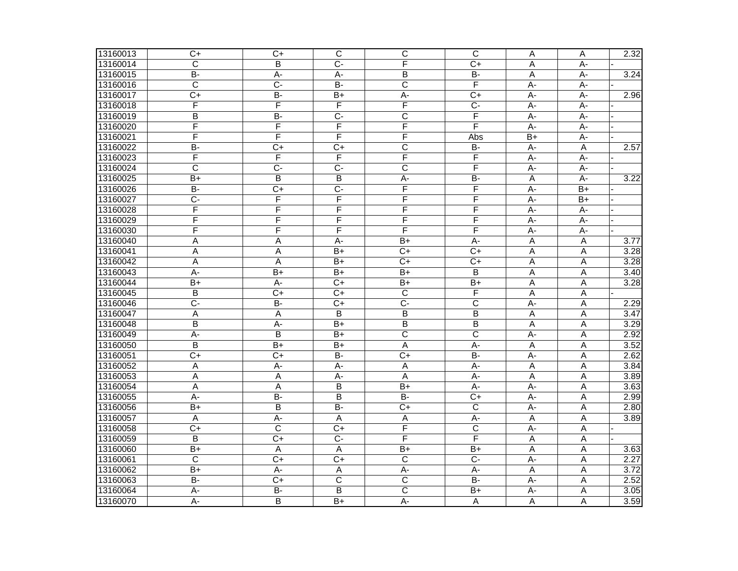| | | | | | | | | |
|---|---|---|---|---|---|---|---|---|
| 13160013 | C+ | C+ | C | C | C | A | A | 2.32 |
| 13160014 | C | B | C- | F | C+ | A | A- | - |
| 13160015 | B- | A- | A- | B | B- | A | A- | 3.24 |
| 13160016 | C | C- | B- | C | F | A- | A- | - |
| 13160017 | C+ | B- | B+ | A- | C+ | A- | A- | 2.96 |
| 13160018 | F | F | F | F | C- | A- | A- | - |
| 13160019 | B | B- | C- | C | F | A- | A- | - |
| 13160020 | F | F | F | F | F | A- | A- | - |
| 13160021 | F | F | F | F | Abs | B+ | A- | - |
| 13160022 | B- | C+ | C+ | C | B- | A- | A | 2.57 |
| 13160023 | F | F | F | F | F | A- | A- | - |
| 13160024 | C | C- | C- | C | F | A- | A- | - |
| 13160025 | B+ | B | B | A- | B- | A | A- | 3.22 |
| 13160026 | B- | C+ | C- | F | F | A- | B+ | - |
| 13160027 | C- | F | F | F | F | A- | B+ | - |
| 13160028 | F | F | F | F | F | A- | A- | - |
| 13160029 | F | F | F | F | F | A- | A- | - |
| 13160030 | F | F | F | F | F | A- | A- | - |
| 13160040 | A | A | A- | B+ | A- | A | A | 3.77 |
| 13160041 | A | A | B+ | C+ | C+ | A | A | 3.28 |
| 13160042 | A | A | B+ | C+ | C+ | A | A | 3.28 |
| 13160043 | A- | B+ | B+ | B+ | B | A | A | 3.40 |
| 13160044 | B+ | A- | C+ | B+ | B+ | A | A | 3.28 |
| 13160045 | B | C+ | C+ | C | F | A | A | - |
| 13160046 | C- | B- | C+ | C- | C | A- | A | 2.29 |
| 13160047 | A | A | B | B | B | A | A | 3.47 |
| 13160048 | B | A- | B+ | B | B | A | A | 3.29 |
| 13160049 | A- | B | B+ | C | C | A- | A | 2.92 |
| 13160050 | B | B+ | B+ | A | A- | A | A | 3.52 |
| 13160051 | C+ | C+ | B- | C+ | B- | A- | A | 2.62 |
| 13160052 | A | A- | A- | A | A- | A | A | 3.84 |
| 13160053 | A | A | A- | A | A- | A | A | 3.89 |
| 13160054 | A | A | B | B+ | A- | A- | A | 3.63 |
| 13160055 | A- | B- | B | B- | C+ | A- | A | 2.99 |
| 13160056 | B+ | B | B- | C+ | C | A- | A | 2.80 |
| 13160057 | A | A- | A | A | A- | A | A | 3.89 |
| 13160058 | C+ | C | C+ | F | C | A- | A | - |
| 13160059 | B | C+ | C- | F | F | A | A | - |
| 13160060 | B+ | A | A | B+ | B+ | A | A | 3.63 |
| 13160061 | C | C+ | C+ | C | C- | A- | A | 2.27 |
| 13160062 | B+ | A- | A | A- | A- | A | A | 3.72 |
| 13160063 | B- | C+ | C | C | B- | A- | A | 2.52 |
| 13160064 | A- | B- | B | C | B+ | A- | A | 3.05 |
| 13160070 | A- | B | B+ | A- | A | A | A | 3.59 |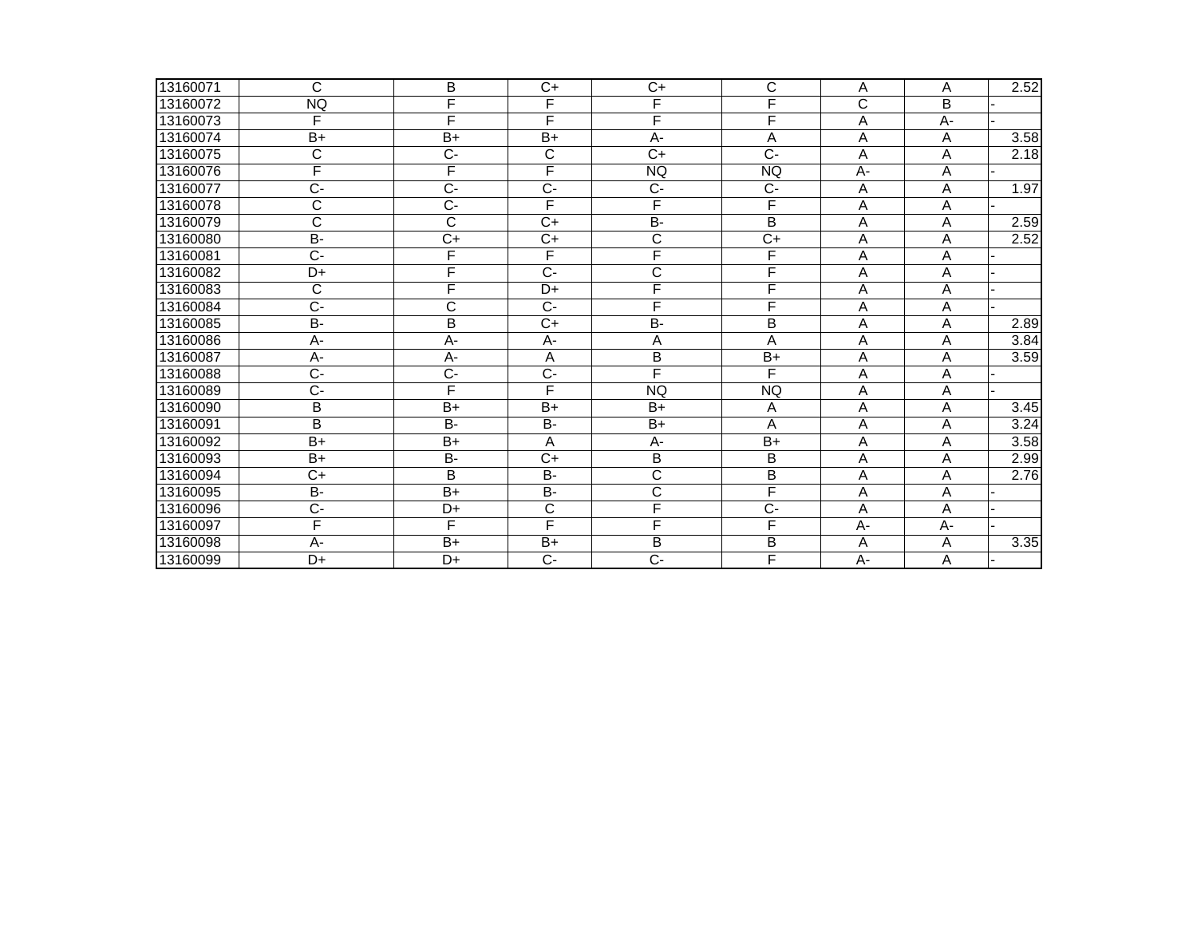| | | | | | | | | |
|---|---|---|---|---|---|---|---|---|
| 13160071 | C | B | C+ | C+ | C | A | A | 2.52 |
| 13160072 | NQ | F | F | F | F | C | B | - |
| 13160073 | F | F | F | F | F | A | A- | - |
| 13160074 | B+ | B+ | B+ | A- | A | A | A | 3.58 |
| 13160075 | C | C- | C | C+ | C- | A | A | 2.18 |
| 13160076 | F | F | F | NQ | NQ | A- | A | - |
| 13160077 | C- | C- | C- | C- | C- | A | A | 1.97 |
| 13160078 | C | C- | F | F | F | A | A | - |
| 13160079 | C | C | C+ | B- | B | A | A | 2.59 |
| 13160080 | B- | C+ | C+ | C | C+ | A | A | 2.52 |
| 13160081 | C- | F | F | F | F | A | A | - |
| 13160082 | D+ | F | C- | C | F | A | A | - |
| 13160083 | C | F | D+ | F | F | A | A | - |
| 13160084 | C- | C | C- | F | F | A | A | - |
| 13160085 | B- | B | C+ | B- | B | A | A | 2.89 |
| 13160086 | A- | A- | A- | A | A | A | A | 3.84 |
| 13160087 | A- | A- | A | B | B+ | A | A | 3.59 |
| 13160088 | C- | C- | C- | F | F | A | A | - |
| 13160089 | C- | F | F | NQ | NQ | A | A | - |
| 13160090 | B | B+ | B+ | B+ | A | A | A | 3.45 |
| 13160091 | B | B- | B- | B+ | A | A | A | 3.24 |
| 13160092 | B+ | B+ | A | A- | B+ | A | A | 3.58 |
| 13160093 | B+ | B- | C+ | B | B | A | A | 2.99 |
| 13160094 | C+ | B | B- | C | B | A | A | 2.76 |
| 13160095 | B- | B+ | B- | C | F | A | A | - |
| 13160096 | C- | D+ | C | F | C- | A | A | - |
| 13160097 | F | F | F | F | F | A- | A- | - |
| 13160098 | A- | B+ | B+ | B | B | A | A | 3.35 |
| 13160099 | D+ | D+ | C- | C- | F | A- | A | - |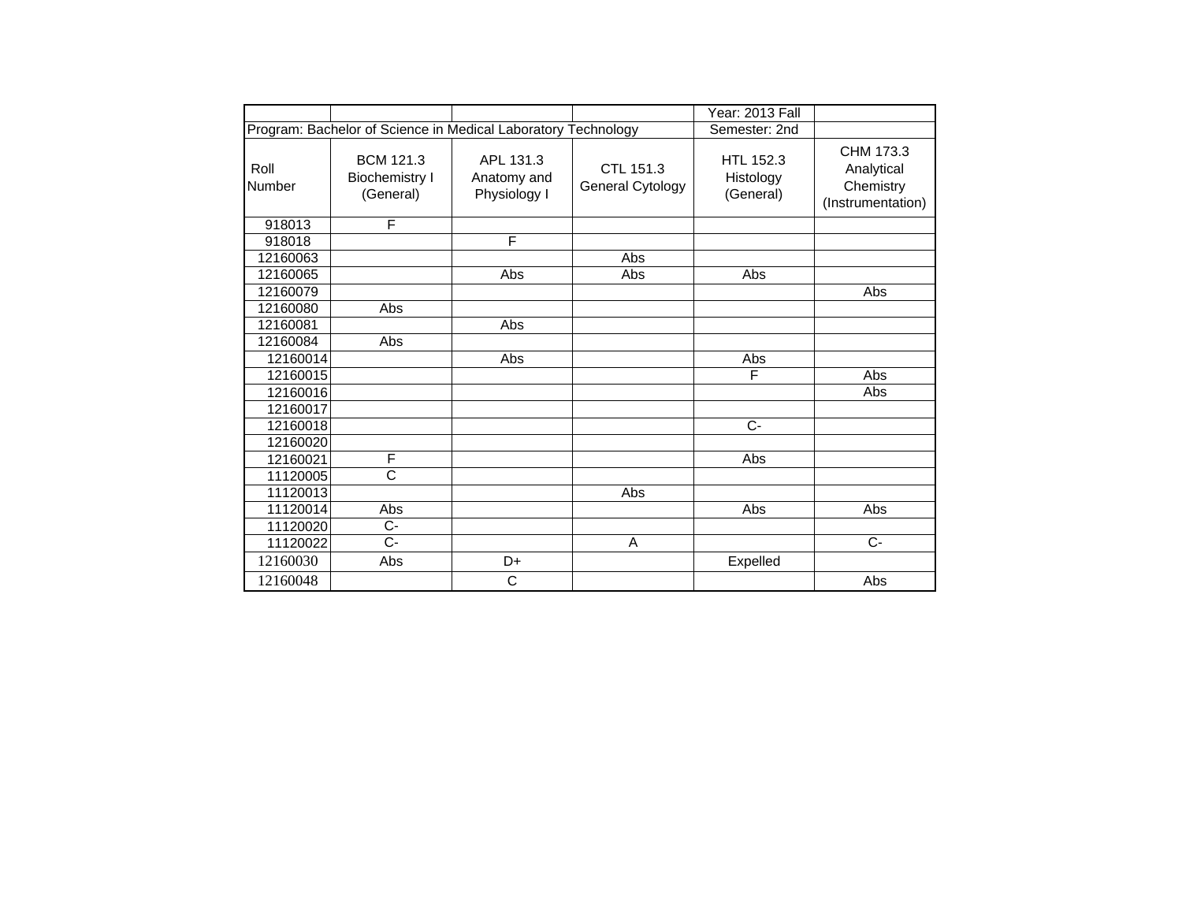| | | | | Year: 2013 Fall | |
|---|---|---|---|---|---|
| Program: Bachelor of Science in Medical Laboratory Technology | | | | Semester: 2nd | |
| Roll Number | BCM 121.3 Biochemistry I (General) | APL 131.3 Anatomy and Physiology I | CTL 151.3 General Cytology | HTL 152.3 Histology (General) | CHM 173.3 Analytical Chemistry (Instrumentation) |
| 918013 | F | | | | |
| 918018 | | F | | | |
| 12160063 | | | Abs | | |
| 12160065 | | Abs | Abs | Abs | |
| 12160079 | | | | | Abs |
| 12160080 | Abs | | | | |
| 12160081 | | Abs | | | |
| 12160084 | Abs | | | | |
| 12160014 | | Abs | | Abs | |
| 12160015 | | | | F | Abs |
| 12160016 | | | | | Abs |
| 12160017 | | | | | |
| 12160018 | | | | C- | |
| 12160020 | | | | | |
| 12160021 | F | | | Abs | |
| 11120005 | C | | | | |
| 11120013 | | | Abs | | |
| 11120014 | Abs | | | Abs | Abs |
| 11120020 | C- | | | | |
| 11120022 | C- | | A | | C- |
| 12160030 | Abs | D+ | | Expelled | |
| 12160048 | | C | | | Abs |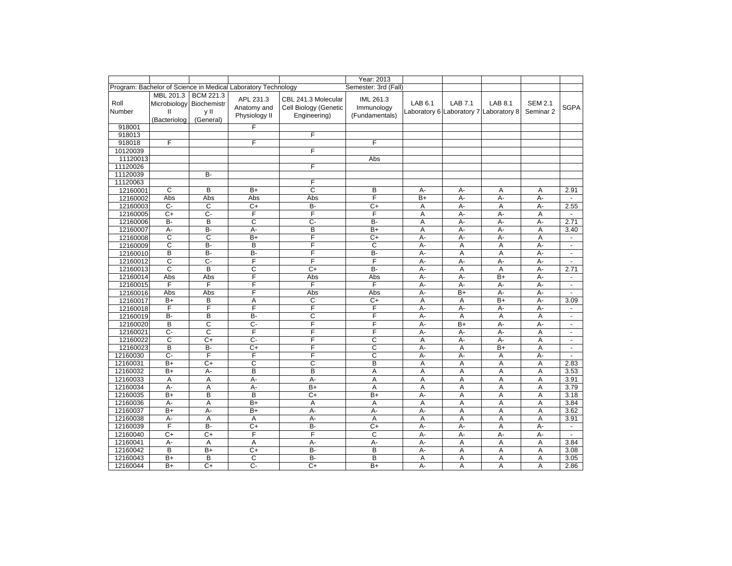| | | | | | Year: 2013 | | | | | |
|---|---|---|---|---|---|---|---|---|---|---|
| Program: Bachelor of Science in Medical Laboratory Technology | | | | | Semester: 3rd (Fall) | | | | | |
| Roll Number | MBL 201.3 Microbiology II (Bacteriolog | BCM 221.3 Biochemistry II (General) | APL 231.3 Anatomy and Physiology II | CBL 241.3 Molecular Cell Biology (Genetic Engineering) | IML 261.3 Immunology (Fundamentals) | LAB 6.1 Laboratory 6 | LAB 7.1 Laboratory 7 | LAB 8.1 Laboratory 8 | SEM 2.1 Seminar 2 | SGPA |
| 918001 | | | F | | | | | | | |
| 918013 | | | | F | | | | | | |
| 918018 | F | | F | | F | | | | | |
| 10120039 | | | | F | | | | | | |
| 11120013 | | | | | Abs | | | | | |
| 11120026 | | | | F | | | | | | |
| 11120039 | | B- | | | | | | | | |
| 11120063 | | | | F | | | | | | |
| 12160001 | C | B | B+ | C | B | A- | A- | A | A | 2.91 |
| 12160002 | Abs | Abs | Abs | Abs | F | B+ | A- | A- | A- | - |
| 12160003 | C- | C | C+ | B- | C+ | A | A- | A | A- | 2.55 |
| 12160005 | C+ | C- | F | F | F | A | A- | A- | A | - |
| 12160006 | B- | B | C | C- | B- | A | A- | A- | A- | 2.71 |
| 12160007 | A- | B- | A- | B | B+ | A | A- | A- | A | 3.40 |
| 12160008 | C | C | B+ | F | C+ | A- | A- | A- | A | - |
| 12160009 | C | B- | B | F | C | A- | A | A | A- | - |
| 12160010 | B | B- | B- | F | B- | A- | A | A | A- | - |
| 12160012 | C | C- | F | F | F | A- | A- | A- | A- | - |
| 12160013 | C | B | C | C+ | B- | A- | A | A | A- | 2.71 |
| 12160014 | Abs | Abs | F | Abs | Abs | A- | A- | B+ | A- | - |
| 12160015 | F | F | F | F | F | A- | A- | A- | A- | - |
| 12160016 | Abs | Abs | F | Abs | Abs | A- | B+ | A- | A- | - |
| 12160017 | B+ | B | A | C | C+ | A | A | B+ | A- | 3.09 |
| 12160018 | F | F | F | F | F | A- | A- | A- | A- | - |
| 12160019 | B- | B | B- | C | F | A- | A | A | A | - |
| 12160020 | B | C | C- | F | F | A- | B+ | A- | A- | - |
| 12160021 | C- | C | F | F | F | A- | A- | A- | A | - |
| 12160022 | C | C+ | C- | F | C | A | A- | A- | A | - |
| 12160023 | B | B- | C+ | F | C | A- | A | B+ | A | - |
| 12160030 | C- | F | F | F | C | A- | A- | A | A- | - |
| 12160031 | B+ | C+ | C | C | B | A | A | A | A | 2.83 |
| 12160032 | B+ | A- | B | B | A | A | A | A | A | 3.53 |
| 12160033 | A | A | A- | A- | A | A | A | A | A | 3.91 |
| 12160034 | A- | A | A- | B+ | A | A | A | A | A | 3.79 |
| 12160035 | B+ | B | B | C+ | B+ | A- | A | A | A | 3.18 |
| 12160036 | A- | A | B+ | A | A | A | A | A | A | 3.84 |
| 12160037 | B+ | A- | B+ | A- | A- | A- | A | A | A | 3.62 |
| 12160038 | A- | A | A | A- | A | A | A | A | A | 3.91 |
| 12160039 | F | B- | C+ | B- | C+ | A- | A- | A | A- | - |
| 12160040 | C+ | C+ | F | F | C | A- | A- | A- | A- | - |
| 12160041 | A- | A | A | A- | A- | A- | A | A | A | 3.84 |
| 12160042 | B | B+ | C+ | B- | B | A- | A | A | A | 3.08 |
| 12160043 | B+ | B | C | B- | B | A | A | A | A | 3.05 |
| 12160044 | B+ | C+ | C- | C+ | B+ | A- | A | A | A | 2.86 |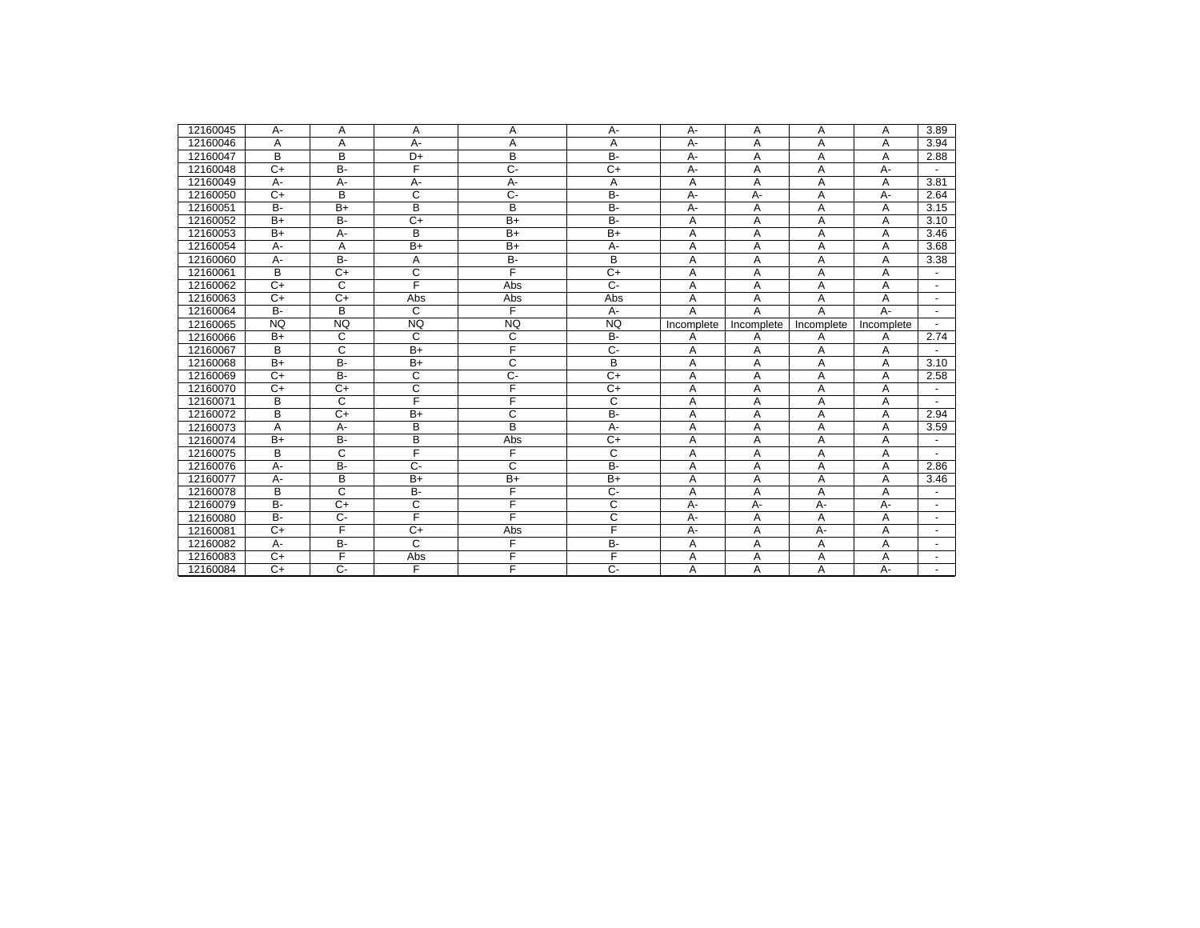|  |  |  |  |  |  |  |  |  |  |  |
|---|---|---|---|---|---|---|---|---|---|---|
| 12160045 | A- | A | A | A | A- | A- | A | A | A | 3.89 |
| 12160046 | A | A | A- | A | A | A- | A | A | A | 3.94 |
| 12160047 | B | B | D+ | B | B- | A- | A | A | A | 2.88 |
| 12160048 | C+ | B- | F | C- | C+ | A- | A | A | A- | - |
| 12160049 | A- | A- | A- | A- | A | A | A | A | A | 3.81 |
| 12160050 | C+ | B | C | C- | B- | A- | A- | A | A- | 2.64 |
| 12160051 | B- | B+ | B | B | B- | A- | A | A | A | 3.15 |
| 12160052 | B+ | B- | C+ | B+ | B- | A | A | A | A | 3.10 |
| 12160053 | B+ | A- | B | B+ | B+ | A | A | A | A | 3.46 |
| 12160054 | A- | A | B+ | B+ | A- | A | A | A | A | 3.68 |
| 12160060 | A- | B- | A | B- | B | A | A | A | A | 3.38 |
| 12160061 | B | C+ | C | F | C+ | A | A | A | A | - |
| 12160062 | C+ | C | F | Abs | C- | A | A | A | A | - |
| 12160063 | C+ | C+ | Abs | Abs | Abs | A | A | A | A | - |
| 12160064 | B- | B | C | F | A- | A | A | A | A- | - |
| 12160065 | NQ | NQ | NQ | NQ | NQ | Incomplete | Incomplete | Incomplete | Incomplete | - |
| 12160066 | B+ | C | C | C | B- | A | A | A | A | 2.74 |
| 12160067 | B | C | B+ | F | C- | A | A | A | A | - |
| 12160068 | B+ | B- | B+ | C | B | A | A | A | A | 3.10 |
| 12160069 | C+ | B- | C | C- | C+ | A | A | A | A | 2.58 |
| 12160070 | C+ | C+ | C | F | C+ | A | A | A | A | - |
| 12160071 | B | C | F | F | C | A | A | A | A | - |
| 12160072 | B | C+ | B+ | C | B- | A | A | A | A | 2.94 |
| 12160073 | A | A- | B | B | A- | A | A | A | A | 3.59 |
| 12160074 | B+ | B- | B | Abs | C+ | A | A | A | A | - |
| 12160075 | B | C | F | F | C | A | A | A | A | - |
| 12160076 | A- | B- | C- | C | B- | A | A | A | A | 2.86 |
| 12160077 | A- | B | B+ | B+ | B+ | A | A | A | A | 3.46 |
| 12160078 | B | C | B- | F | C- | A | A | A | A | - |
| 12160079 | B- | C+ | C | F | C | A- | A- | A- | A- | - |
| 12160080 | B- | C- | F | F | C | A- | A | A | A | - |
| 12160081 | C+ | F | C+ | Abs | F | A- | A | A- | A | - |
| 12160082 | A- | B- | C | F | B- | A | A | A | A | - |
| 12160083 | C+ | F | Abs | F | F | A | A | A | A | - |
| 12160084 | C+ | C- | F | F | C- | A | A | A | A- | - |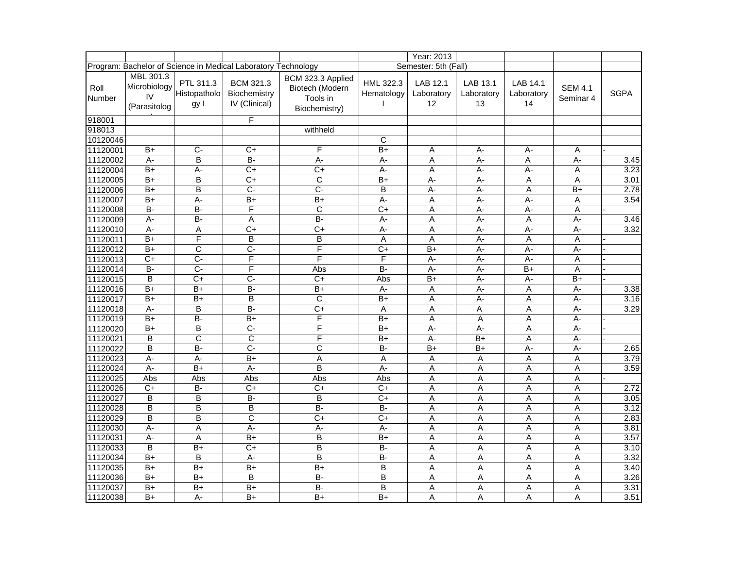| | | | | | | Year: 2013 | | | | |
|---|---|---|---|---|---|---|---|---|---|---|
| Program: Bachelor of Science in Medical Laboratory Technology | | | | | Semester: 5th (Fall) | | | | | |
| Roll Number | MBL 301.3 Microbiology IV (Parasitology) | PTL 311.3 Histopathology I | BCM 321.3 Biochemistry IV (Clinical) | BCM 323.3 Applied Biotech (Modern Tools in Biochemistry) | HML 322.3 Hematology I | LAB 12.1 Laboratory 12 | LAB 13.1 Laboratory 13 | LAB 14.1 Laboratory 14 | SEM 4.1 Seminar 4 | SGPA |
| 918001 | | | F | | | | | | | |
| 918013 | | | | withheld | | | | | | |
| 10120046 | | | | | C | | | | | |
| 11120001 | B+ | C- | C+ | F | B+ | A | A- | A- | A | - |
| 11120002 | A- | B | B- | A- | A- | A | A- | A | A- | 3.45 |
| 11120004 | B+ | A- | C+ | C+ | A- | A | A- | A- | A | 3.23 |
| 11120005 | B+ | B | C+ | C | B+ | A- | A- | A | A | 3.01 |
| 11120006 | B+ | B | C- | C- | B | A- | A- | A | B+ | 2.78 |
| 11120007 | B+ | A- | B+ | B+ | A- | A | A- | A- | A | 3.54 |
| 11120008 | B- | B- | F | C | C+ | A | A- | A- | A | - |
| 11120009 | A- | B- | A | B- | A- | A | A- | A | A- | 3.46 |
| 11120010 | A- | A | C+ | C+ | A- | A | A- | A- | A- | 3.32 |
| 11120011 | B+ | F | B | B | A | A | A- | A | A | - |
| 11120012 | B+ | C | C- | F | C+ | B+ | A- | A- | A- | - |
| 11120013 | C+ | C- | F | F | F | A- | A- | A- | A | - |
| 11120014 | B- | C- | F | Abs | B- | A- | A- | B+ | A | - |
| 11120015 | B | C+ | C- | C+ | Abs | B+ | A- | A- | B+ | - |
| 11120016 | B+ | B+ | B- | B+ | A- | A | A- | A | A- | 3.38 |
| 11120017 | B+ | B+ | B | C | B+ | A | A- | A | A- | 3.16 |
| 11120018 | A- | B | B- | C+ | A | A | A | A | A- | 3.29 |
| 11120019 | B+ | B- | B+ | F | B+ | A | A | A | A- | - |
| 11120020 | B+ | B | C- | F | B+ | A- | A- | A | A- | - |
| 11120021 | B | C | C | F | B+ | A- | B+ | A | A- | - |
| 11120022 | B | B- | C- | C | B- | B+ | B+ | A- | A- | 2.65 |
| 11120023 | A- | A- | B+ | A | A | A | A | A | A | 3.79 |
| 11120024 | A- | B+ | A- | B | A- | A | A | A | A | 3.59 |
| 11120025 | Abs | Abs | Abs | Abs | Abs | A | A | A | A | - |
| 11120026 | C+ | B- | C+ | C+ | C+ | A | A | A | A | 2.72 |
| 11120027 | B | B | B- | B | C+ | A | A | A | A | 3.05 |
| 11120028 | B | B | B | B- | B- | A | A | A | A | 3.12 |
| 11120029 | B | B | C | C+ | C+ | A | A | A | A | 2.83 |
| 11120030 | A- | A | A- | A- | A- | A | A | A | A | 3.81 |
| 11120031 | A- | A | B+ | B | B+ | A | A | A | A | 3.57 |
| 11120033 | B | B+ | C+ | B | B- | A | A | A | A | 3.10 |
| 11120034 | B+ | B | A- | B | B- | A | A | A | A | 3.32 |
| 11120035 | B+ | B+ | B+ | B+ | B | A | A | A | A | 3.40 |
| 11120036 | B+ | B+ | B | B- | B | A | A | A | A | 3.26 |
| 11120037 | B+ | B+ | B+ | B- | B | A | A | A | A | 3.31 |
| 11120038 | B+ | A- | B+ | B+ | B+ | A | A | A | A | 3.51 |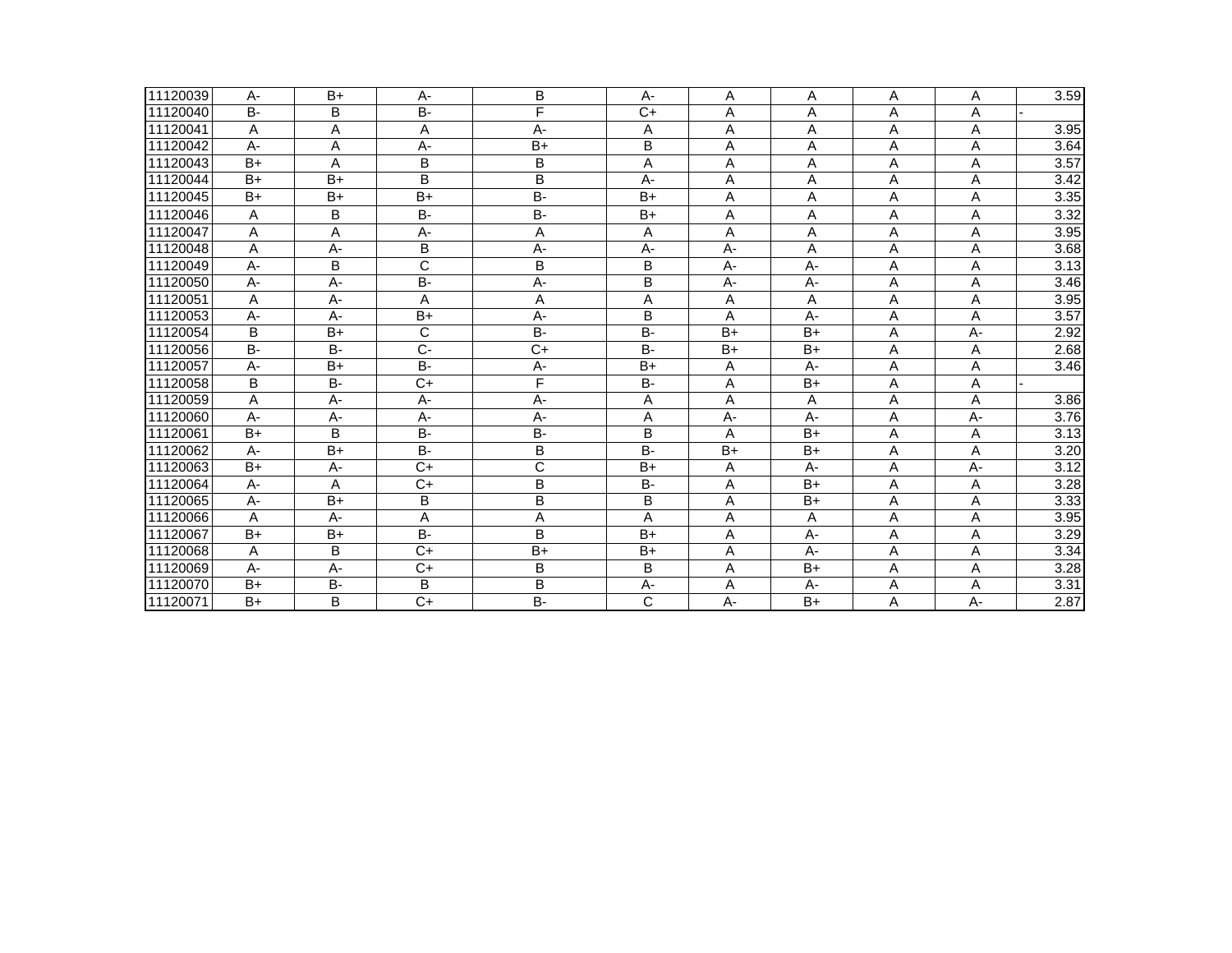| | | | | | | | | | | |
|---|---|---|---|---|---|---|---|---|---|---|
| 11120039 | A- | B+ | A- | B | A- | A | A | A | A | 3.59 |
| 11120040 | B- | B | B- | F | C+ | A | A | A | A | - |
| 11120041 | A | A | A | A- | A | A | A | A | A | 3.95 |
| 11120042 | A- | A | A- | B+ | B | A | A | A | A | 3.64 |
| 11120043 | B+ | A | B | B | A | A | A | A | A | 3.57 |
| 11120044 | B+ | B+ | B | B | A- | A | A | A | A | 3.42 |
| 11120045 | B+ | B+ | B+ | B- | B+ | A | A | A | A | 3.35 |
| 11120046 | A | B | B- | B- | B+ | A | A | A | A | 3.32 |
| 11120047 | A | A | A- | A | A | A | A | A | A | 3.95 |
| 11120048 | A | A- | B | A- | A- | A- | A | A | A | 3.68 |
| 11120049 | A- | B | C | B | B | A- | A- | A | A | 3.13 |
| 11120050 | A- | A- | B- | A- | B | A- | A- | A | A | 3.46 |
| 11120051 | A | A- | A | A | A | A | A | A | A | 3.95 |
| 11120053 | A- | A- | B+ | A- | B | A | A- | A | A | 3.57 |
| 11120054 | B | B+ | C | B- | B- | B+ | B+ | A | A- | 2.92 |
| 11120056 | B- | B- | C- | C+ | B- | B+ | B+ | A | A | 2.68 |
| 11120057 | A- | B+ | B- | A- | B+ | A | A- | A | A | 3.46 |
| 11120058 | B | B- | C+ | F | B- | A | B+ | A | A | - |
| 11120059 | A | A- | A- | A- | A | A | A | A | A | 3.86 |
| 11120060 | A- | A- | A- | A- | A | A- | A- | A | A- | 3.76 |
| 11120061 | B+ | B | B- | B- | B | A | B+ | A | A | 3.13 |
| 11120062 | A- | B+ | B- | B | B- | B+ | B+ | A | A | 3.20 |
| 11120063 | B+ | A- | C+ | C | B+ | A | A- | A | A- | 3.12 |
| 11120064 | A- | A | C+ | B | B- | A | B+ | A | A | 3.28 |
| 11120065 | A- | B+ | B | B | B | A | B+ | A | A | 3.33 |
| 11120066 | A | A- | A | A | A | A | A | A | A | 3.95 |
| 11120067 | B+ | B+ | B- | B | B+ | A | A- | A | A | 3.29 |
| 11120068 | A | B | C+ | B+ | B+ | A | A- | A | A | 3.34 |
| 11120069 | A- | A- | C+ | B | B | A | B+ | A | A | 3.28 |
| 11120070 | B+ | B- | B | B | A- | A | A- | A | A | 3.31 |
| 11120071 | B+ | B | C+ | B- | C | A- | B+ | A | A- | 2.87 |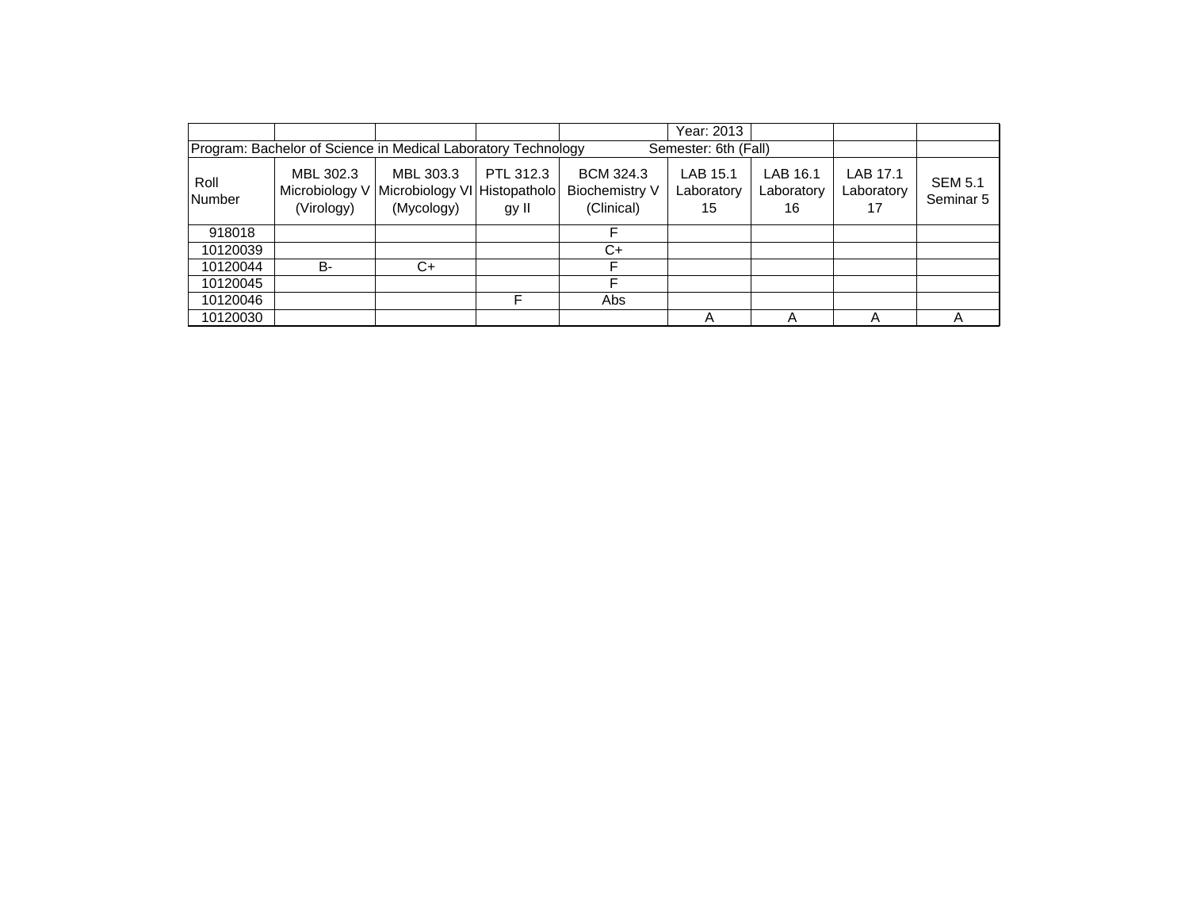Year: 2013

Program: Bachelor of Science in Medical Laboratory Technology Semester: 6th (Fall)

| Roll Number | MBL 302.3 Microbiology V (Virology) | MBL 303.3 Microbiology VI (Mycology) | PTL 312.3 Histopathology II | BCM 324.3 Biochemistry V (Clinical) | LAB 15.1 Laboratory 15 | LAB 16.1 Laboratory 16 | LAB 17.1 Laboratory 17 | SEM 5.1 Seminar 5 |
|---|---|---|---|---|---|---|---|---|
| 918018 | | | | F | | | | |
| 10120039 | | | | C+ | | | | |
| 10120044 | B- | C+ | | F | | | | |
| 10120045 | | | | F | | | | |
| 10120046 | | | F | Abs | | | | |
| 10120030 | | | | | A | A | A | A |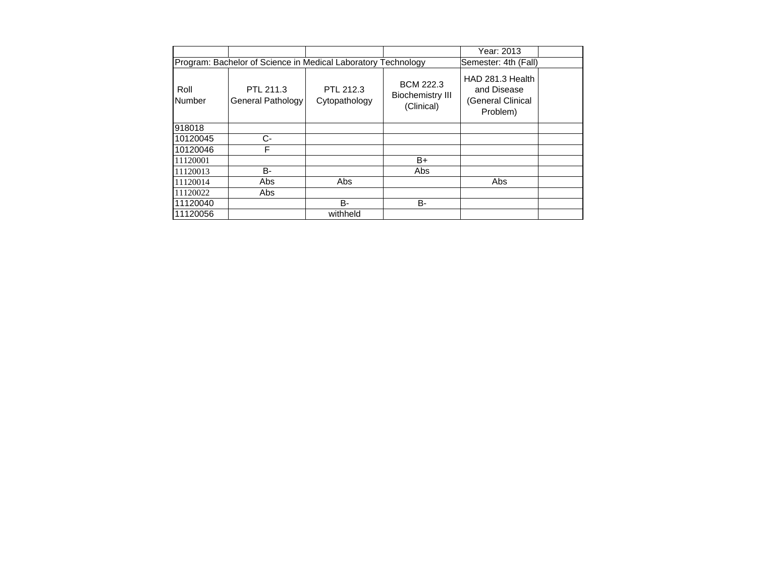| | | | | | |
|---|---|---|---|---|---|
| | | | | Year: 2013 | |
| Program: Bachelor of Science in Medical Laboratory Technology | | | | Semester: 4th (Fall) | |
| Roll Number | PTL 211.3 General Pathology | PTL 212.3 Cytopathology | BCM 222.3 Biochemistry III (Clinical) | HAD 281.3 Health and Disease (General Clinical Problem) | |
| 918018 | | | | | |
| 10120045 | C- | | | | |
| 10120046 | F | | | | |
| 11120001 | | | B+ | | |
| 11120013 | B- | | Abs | | |
| 11120014 | Abs | Abs | | Abs | |
| 11120022 | Abs | | | | |
| 11120040 | | B- | B- | | |
| 11120056 | | withheld | | | |